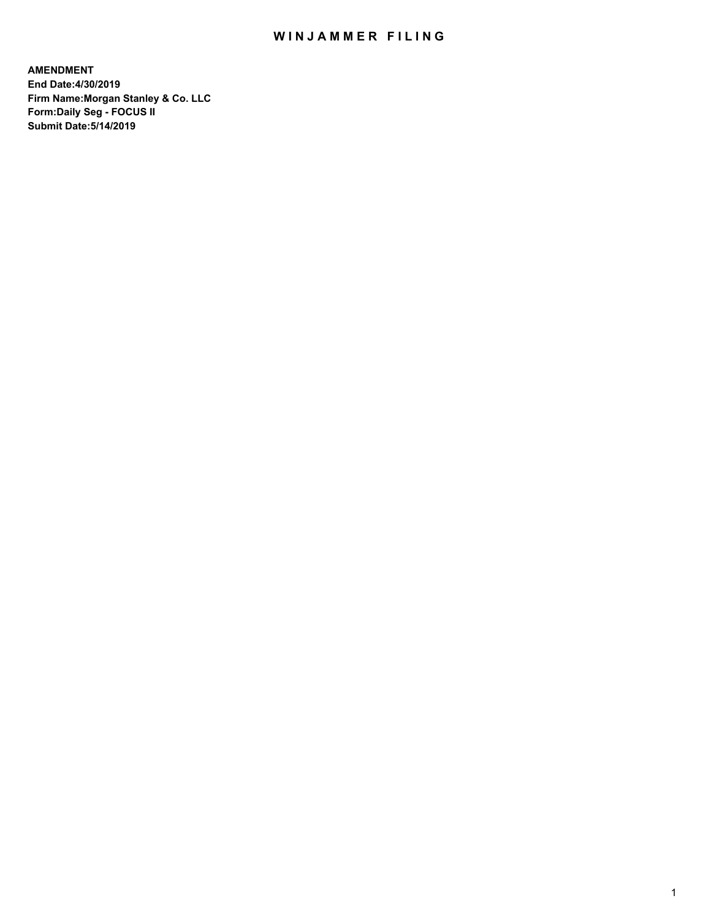# WINJAMMER FILING

**AMENDMENT**
**End Date:4/30/2019**
**Firm Name:Morgan Stanley & Co. LLC**
**Form:Daily Seg - FOCUS II**
**Submit Date:5/14/2019**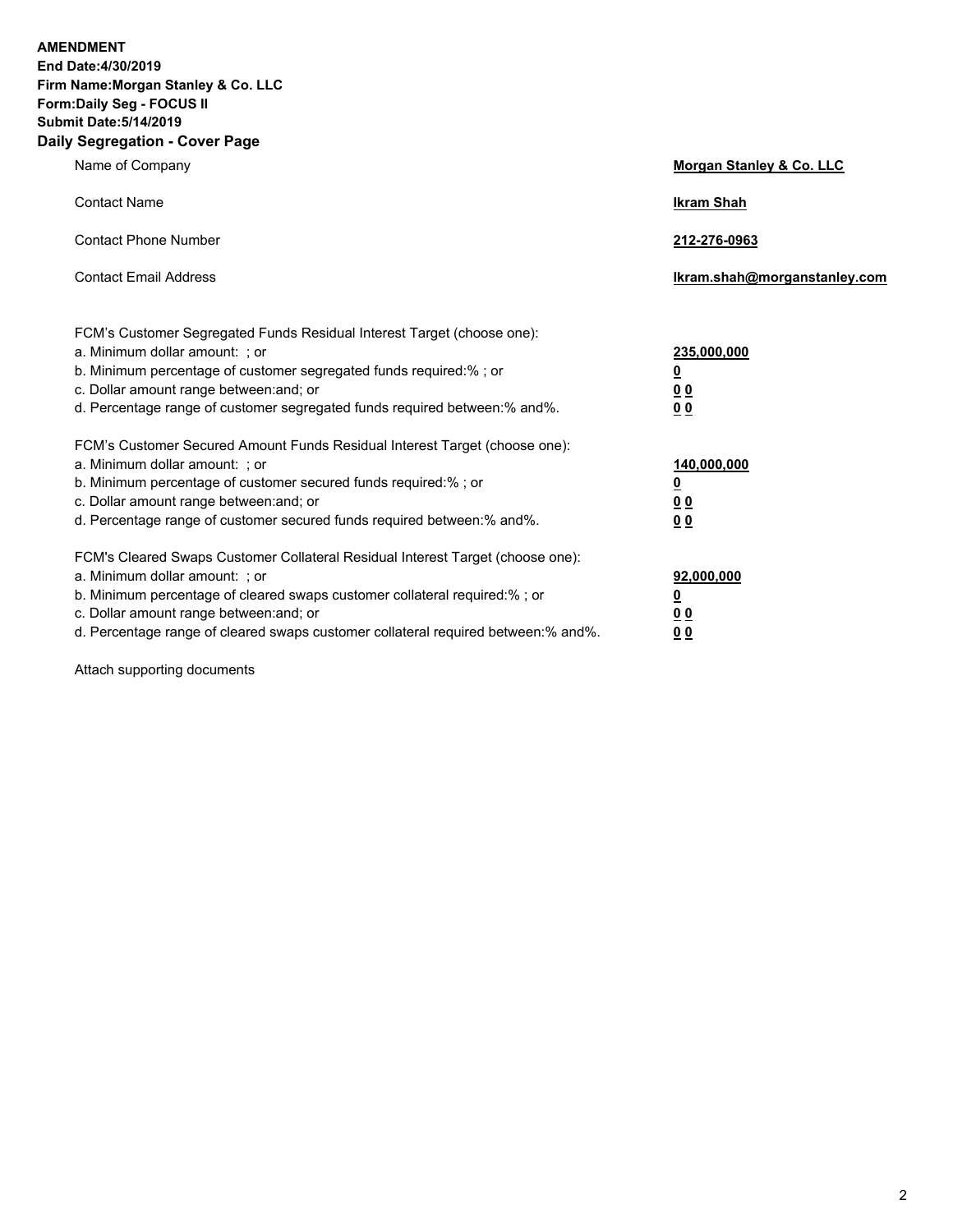**AMENDMENT**
**End Date:4/30/2019**
**Firm Name:Morgan Stanley & Co. LLC**
**Form:Daily Seg - FOCUS II**
**Submit Date:5/14/2019**

## Daily Segregation - Cover Page

| | |
|---|---|
| Name of Company | **Morgan Stanley & Co. LLC** |
| Contact Name | **Ikram Shah** |
| Contact Phone Number | **212-276-0963** |
| Contact Email Address | **Ikram.shah@morganstanley.com** |

| | |
|---|---|
| FCM's Customer Segregated Funds Residual Interest Target (choose one): | |
| a. Minimum dollar amount: ; or | **235,000,000** |
| b. Minimum percentage of customer segregated funds required:% ; or | **0** |
| c. Dollar amount range between:and; or | **0 0** |
| d. Percentage range of customer segregated funds required between:% and%. | **0 0** |

| | |
|---|---|
| FCM's Customer Secured Amount Funds Residual Interest Target (choose one): | |
| a. Minimum dollar amount: ; or | **140,000,000** |
| b. Minimum percentage of customer secured funds required:% ; or | **0** |
| c. Dollar amount range between:and; or | **0 0** |
| d. Percentage range of customer secured funds required between:% and%. | **0 0** |

| | |
|---|---|
| FCM's Cleared Swaps Customer Collateral Residual Interest Target (choose one): | |
| a. Minimum dollar amount: ; or | **92,000,000** |
| b. Minimum percentage of cleared swaps customer collateral required:% ; or | **0** |
| c. Dollar amount range between:and; or | **0 0** |
| d. Percentage range of cleared swaps customer collateral required between:% and%. | **0 0** |

Attach supporting documents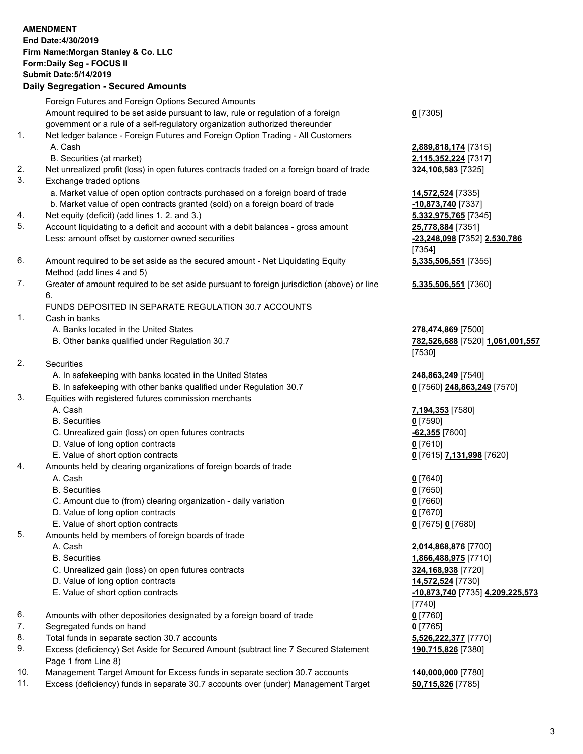**AMENDMENT**
**End Date:4/30/2019**
**Firm Name:Morgan Stanley & Co. LLC**
**Form:Daily Seg - FOCUS II**
**Submit Date:5/14/2019**

## Daily Segregation - Secured Amounts

| | | |
|---|---|---|
| | Foreign Futures and Foreign Options Secured Amounts | |
| | Amount required to be set aside pursuant to law, rule or regulation of a foreign government or a rule of a self-regulatory organization authorized thereunder | **0** [7305] |
| 1. | Net ledger balance - Foreign Futures and Foreign Option Trading - All Customers | |
| | A. Cash | **2,889,818,174** [7315] |
| | B. Securities (at market) | **2,115,352,224** [7317] |
| 2. | Net unrealized profit (loss) in open futures contracts traded on a foreign board of trade | **324,106,583** [7325] |
| 3. | Exchange traded options | |
| | a. Market value of open option contracts purchased on a foreign board of trade | **14,572,524** [7335] |
| | b. Market value of open contracts granted (sold) on a foreign board of trade | **-10,873,740** [7337] |
| 4. | Net equity (deficit) (add lines 1. 2. and 3.) | **5,332,975,765** [7345] |
| 5. | Account liquidating to a deficit and account with a debit balances - gross amount | **25,778,884** [7351] |
| | Less: amount offset by customer owned securities | **-23,248,098** [7352] **2,530,786** [7354] |
| 6. | Amount required to be set aside as the secured amount - Net Liquidating Equity Method (add lines 4 and 5) | **5,335,506,551** [7355] |
| 7. | Greater of amount required to be set aside pursuant to foreign jurisdiction (above) or line 6. | **5,335,506,551** [7360] |
| | FUNDS DEPOSITED IN SEPARATE REGULATION 30.7 ACCOUNTS | |
| 1. | Cash in banks | |
| | A. Banks located in the United States | **278,474,869** [7500] |
| | B. Other banks qualified under Regulation 30.7 | **782,526,688** [7520] **1,061,001,557** [7530] |
| 2. | Securities | |
| | A. In safekeeping with banks located in the United States | **248,863,249** [7540] |
| | B. In safekeeping with other banks qualified under Regulation 30.7 | **0** [7560] **248,863,249** [7570] |
| 3. | Equities with registered futures commission merchants | |
| | A. Cash | **7,194,353** [7580] |
| | B. Securities | **0** [7590] |
| | C. Unrealized gain (loss) on open futures contracts | **-62,355** [7600] |
| | D. Value of long option contracts | **0** [7610] |
| | E. Value of short option contracts | **0** [7615] **7,131,998** [7620] |
| 4. | Amounts held by clearing organizations of foreign boards of trade | |
| | A. Cash | **0** [7640] |
| | B. Securities | **0** [7650] |
| | C. Amount due to (from) clearing organization - daily variation | **0** [7660] |
| | D. Value of long option contracts | **0** [7670] |
| | E. Value of short option contracts | **0** [7675] **0** [7680] |
| 5. | Amounts held by members of foreign boards of trade | |
| | A. Cash | **2,014,868,876** [7700] |
| | B. Securities | **1,866,488,975** [7710] |
| | C. Unrealized gain (loss) on open futures contracts | **324,168,938** [7720] |
| | D. Value of long option contracts | **14,572,524** [7730] |
| | E. Value of short option contracts | **-10,873,740** [7735] **4,209,225,573** [7740] |
| 6. | Amounts with other depositories designated by a foreign board of trade | **0** [7760] |
| 7. | Segregated funds on hand | **0** [7765] |
| 8. | Total funds in separate section 30.7 accounts | **5,526,222,377** [7770] |
| 9. | Excess (deficiency) Set Aside for Secured Amount (subtract line 7 Secured Statement Page 1 from Line 8) | **190,715,826** [7380] |
| 10. | Management Target Amount for Excess funds in separate section 30.7 accounts | **140,000,000** [7780] |
| 11. | Excess (deficiency) funds in separate 30.7 accounts over (under) Management Target | **50,715,826** [7785] |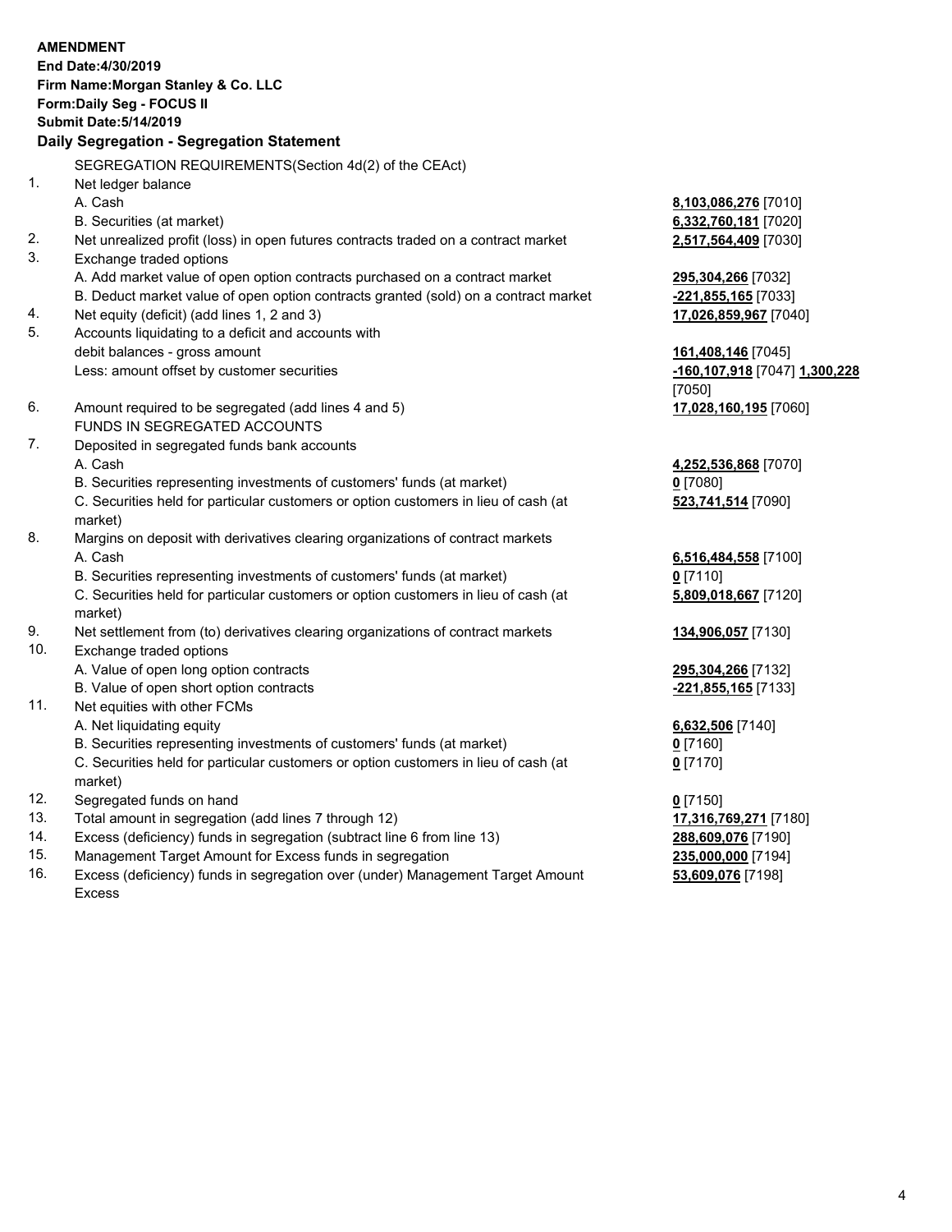**AMENDMENT**
**End Date:4/30/2019**
**Firm Name:Morgan Stanley & Co. LLC**
**Form:Daily Seg - FOCUS II**
**Submit Date:5/14/2019**

## Daily Segregation - Segregation Statement

SEGREGATION REQUIREMENTS(Section 4d(2) of the CEAct)

| | | |
|---|---|---|
| 1. | Net ledger balance | |
| | A. Cash | **8,103,086,276** [7010] |
| | B. Securities (at market) | **6,332,760,181** [7020] |
| 2. | Net unrealized profit (loss) in open futures contracts traded on a contract market | **2,517,564,409** [7030] |
| 3. | Exchange traded options | |
| | A. Add market value of open option contracts purchased on a contract market | **295,304,266** [7032] |
| | B. Deduct market value of open option contracts granted (sold) on a contract market | **-221,855,165** [7033] |
| 4. | Net equity (deficit) (add lines 1, 2 and 3) | **17,026,859,967** [7040] |
| 5. | Accounts liquidating to a deficit and accounts with debit balances - gross amount | **161,408,146** [7045] |
| | Less: amount offset by customer securities | **-160,107,918** [7047] **1,300,228** [7050] |
| 6. | Amount required to be segregated (add lines 4 and 5) | **17,028,160,195** [7060] |
| | FUNDS IN SEGREGATED ACCOUNTS | |
| 7. | Deposited in segregated funds bank accounts | |
| | A. Cash | **4,252,536,868** [7070] |
| | B. Securities representing investments of customers' funds (at market) | **0** [7080] |
| | C. Securities held for particular customers or option customers in lieu of cash (at market) | **523,741,514** [7090] |
| 8. | Margins on deposit with derivatives clearing organizations of contract markets | |
| | A. Cash | **6,516,484,558** [7100] |
| | B. Securities representing investments of customers' funds (at market) | **0** [7110] |
| | C. Securities held for particular customers or option customers in lieu of cash (at market) | **5,809,018,667** [7120] |
| 9. | Net settlement from (to) derivatives clearing organizations of contract markets | **134,906,057** [7130] |
| 10. | Exchange traded options | |
| | A. Value of open long option contracts | **295,304,266** [7132] |
| | B. Value of open short option contracts | **-221,855,165** [7133] |
| 11. | Net equities with other FCMs | |
| | A. Net liquidating equity | **6,632,506** [7140] |
| | B. Securities representing investments of customers' funds (at market) | **0** [7160] |
| | C. Securities held for particular customers or option customers in lieu of cash (at market) | **0** [7170] |
| 12. | Segregated funds on hand | **0** [7150] |
| 13. | Total amount in segregation (add lines 7 through 12) | **17,316,769,271** [7180] |
| 14. | Excess (deficiency) funds in segregation (subtract line 6 from line 13) | **288,609,076** [7190] |
| 15. | Management Target Amount for Excess funds in segregation | **235,000,000** [7194] |
| 16. | Excess (deficiency) funds in segregation over (under) Management Target Amount Excess | **53,609,076** [7198] |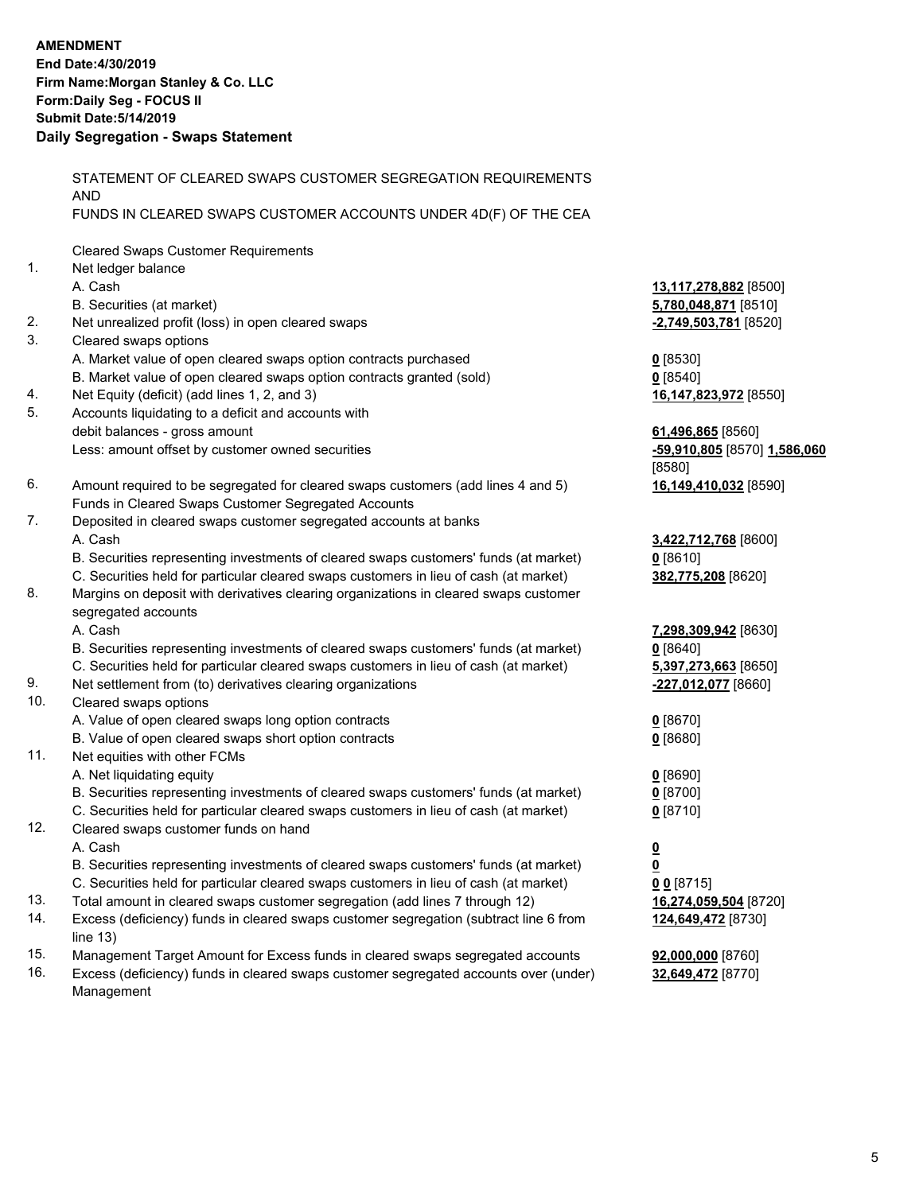**AMENDMENT**
**End Date:4/30/2019**
**Firm Name:Morgan Stanley & Co. LLC**
**Form:Daily Seg - FOCUS II**
**Submit Date:5/14/2019**
**Daily Segregation - Swaps Statement**

STATEMENT OF CLEARED SWAPS CUSTOMER SEGREGATION REQUIREMENTS AND FUNDS IN CLEARED SWAPS CUSTOMER ACCOUNTS UNDER 4D(F) OF THE CEA

| | | |
|---|---|---|
| | Cleared Swaps Customer Requirements | |
| 1. | Net ledger balance | |
| | A. Cash | **13,117,278,882** [8500] |
| | B. Securities (at market) | **5,780,048,871** [8510] |
| 2. | Net unrealized profit (loss) in open cleared swaps | **-2,749,503,781** [8520] |
| 3. | Cleared swaps options | |
| | A. Market value of open cleared swaps option contracts purchased | **0** [8530] |
| | B. Market value of open cleared swaps option contracts granted (sold) | **0** [8540] |
| 4. | Net Equity (deficit) (add lines 1, 2, and 3) | **16,147,823,972** [8550] |
| 5. | Accounts liquidating to a deficit and accounts with debit balances - gross amount | **61,496,865** [8560] |
| | Less: amount offset by customer owned securities | **-59,910,805** [8570] **1,586,060** [8580] |
| 6. | Amount required to be segregated for cleared swaps customers (add lines 4 and 5) | **16,149,410,032** [8590] |
| | Funds in Cleared Swaps Customer Segregated Accounts | |
| 7. | Deposited in cleared swaps customer segregated accounts at banks | |
| | A. Cash | **3,422,712,768** [8600] |
| | B. Securities representing investments of cleared swaps customers' funds (at market) | **0** [8610] |
| | C. Securities held for particular cleared swaps customers in lieu of cash (at market) | **382,775,208** [8620] |
| 8. | Margins on deposit with derivatives clearing organizations in cleared swaps customer segregated accounts | |
| | A. Cash | **7,298,309,942** [8630] |
| | B. Securities representing investments of cleared swaps customers' funds (at market) | **0** [8640] |
| | C. Securities held for particular cleared swaps customers in lieu of cash (at market) | **5,397,273,663** [8650] |
| 9. | Net settlement from (to) derivatives clearing organizations | **-227,012,077** [8660] |
| 10. | Cleared swaps options | |
| | A. Value of open cleared swaps long option contracts | **0** [8670] |
| | B. Value of open cleared swaps short option contracts | **0** [8680] |
| 11. | Net equities with other FCMs | |
| | A. Net liquidating equity | **0** [8690] |
| | B. Securities representing investments of cleared swaps customers' funds (at market) | **0** [8700] |
| | C. Securities held for particular cleared swaps customers in lieu of cash (at market) | **0** [8710] |
| 12. | Cleared swaps customer funds on hand | |
| | A. Cash | **0** |
| | B. Securities representing investments of cleared swaps customers' funds (at market) | **0** |
| | C. Securities held for particular cleared swaps customers in lieu of cash (at market) | **0** **0** [8715] |
| 13. | Total amount in cleared swaps customer segregation (add lines 7 through 12) | **16,274,059,504** [8720] |
| 14. | Excess (deficiency) funds in cleared swaps customer segregation (subtract line 6 from line 13) | **124,649,472** [8730] |
| 15. | Management Target Amount for Excess funds in cleared swaps segregated accounts | **92,000,000** [8760] |
| 16. | Excess (deficiency) funds in cleared swaps customer segregated accounts over (under) Management | **32,649,472** [8770] |